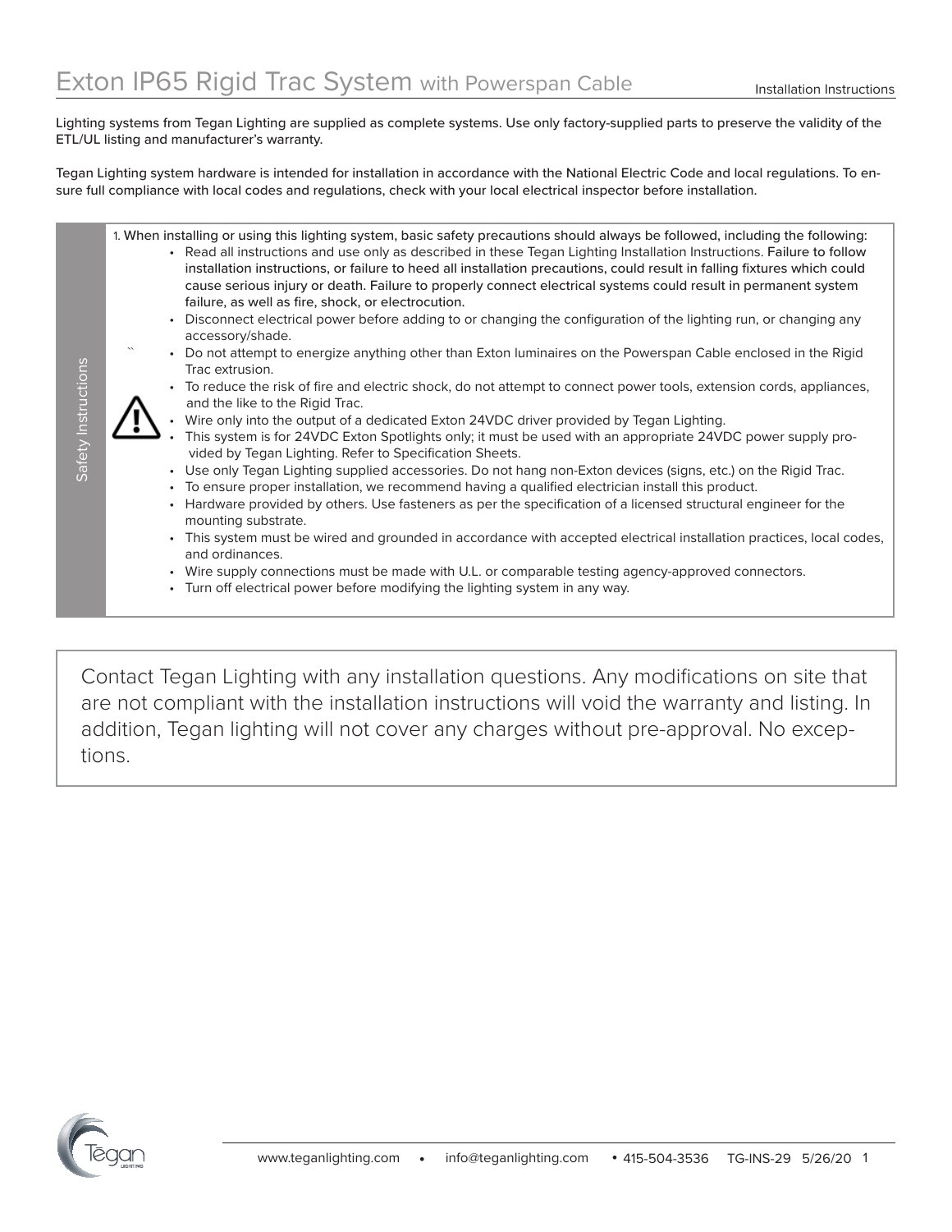# Exton IP65 Rigid Trac System with Powerspan Cable

Installation Instructions

Lighting systems from Tegan Lighting are supplied as complete systems. Use only factory-supplied parts to preserve the validity of the ETL/UL listing and manufacturer's warranty.

Tegan Lighting system hardware is intended for installation in accordance with the National Electric Code and local regulations. To ensure full compliance with local codes and regulations, check with your local electrical inspector before installation.

## Safety Instructions

1. When installing or using this lighting system, basic safety precautions should always be followed, including the following:
   - Read all instructions and use only as described in these Tegan Lighting Installation Instructions. Failure to follow installation instructions, or failure to heed all installation precautions, could result in falling fixtures which could cause serious injury or death. Failure to properly connect electrical systems could result in permanent system failure, as well as fire, shock, or electrocution.
   - Disconnect electrical power before adding to or changing the configuration of the lighting run, or changing any accessory/shade.
   - Do not attempt to energize anything other than Exton luminaires on the Powerspan Cable enclosed in the Rigid Trac extrusion.
   - To reduce the risk of fire and electric shock, do not attempt to connect power tools, extension cords, appliances, and the like to the Rigid Trac.
   - Wire only into the output of a dedicated Exton 24VDC driver provided by Tegan Lighting.
   - This system is for 24VDC Exton Spotlights only; it must be used with an appropriate 24VDC power supply provided by Tegan Lighting. Refer to Specification Sheets.
   - Use only Tegan Lighting supplied accessories. Do not hang non-Exton devices (signs, etc.) on the Rigid Trac.
   - To ensure proper installation, we recommend having a qualified electrician install this product.
   - Hardware provided by others. Use fasteners as per the specification of a licensed structural engineer for the mounting substrate.
   - This system must be wired and grounded in accordance with accepted electrical installation practices, local codes, and ordinances.
   - Wire supply connections must be made with U.L. or comparable testing agency-approved connectors.
   - Turn off electrical power before modifying the lighting system in any way.

Contact Tegan Lighting with any installation questions. Any modifications on site that are not compliant with the installation instructions will void the warranty and listing. In addition, Tegan lighting will not cover any charges without pre-approval. No exceptions.

www.teganlighting.com • info@teganlighting.com • 415-504-3536 TG-INS-29 5/26/20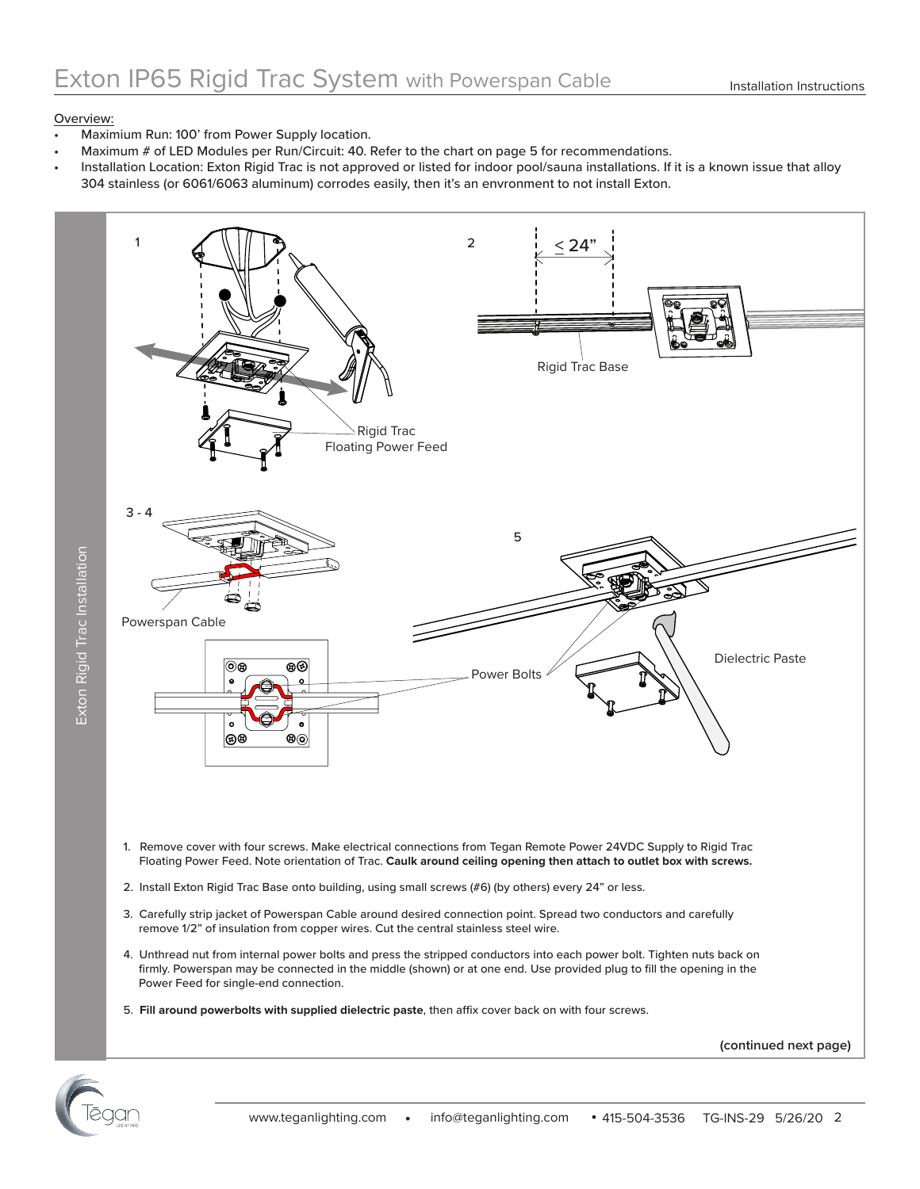# Exton IP65 Rigid Trac System with Powerspan Cable

Installation Instructions

Overview:

- Maximium Run: 100' from Power Supply location.
- Maximum # of LED Modules per Run/Circuit: 40. Refer to the chart on page 5 for recommendations.
- Installation Location: Exton Rigid Trac is not approved or listed for indoor pool/sauna installations. If it is a known issue that alloy 304 stainless (or 6061/6063 aluminum) corrodes easily, then it's an envronment to not install Exton.

Exton Rigid Trac Installation

1

Rigid Trac Floating Power Feed

2

≤ 24"

Rigid Trac Base

3 - 4

Powerspan Cable

5

Power Bolts

Dielectric Paste

1. Remove cover with four screws. Make electrical connections from Tegan Remote Power 24VDC Supply to Rigid Trac Floating Power Feed. Note orientation of Trac. **Caulk around ceiling opening then attach to outlet box with screws.**
2. Install Exton Rigid Trac Base onto building, using small screws (#6) (by others) every 24" or less.
3. Carefully strip jacket of Powerspan Cable around desired connection point. Spread two conductors and carefully remove 1/2" of insulation from copper wires. Cut the central stainless steel wire.
4. Unthread nut from internal power bolts and press the stripped conductors into each power bolt. Tighten nuts back on firmly. Powerspan may be connected in the middle (shown) or at one end. Use provided plug to fill the opening in the Power Feed for single-end connection.
5. **Fill around powerbolts with supplied dielectric paste**, then affix cover back on with four screws.

**(continued next page)**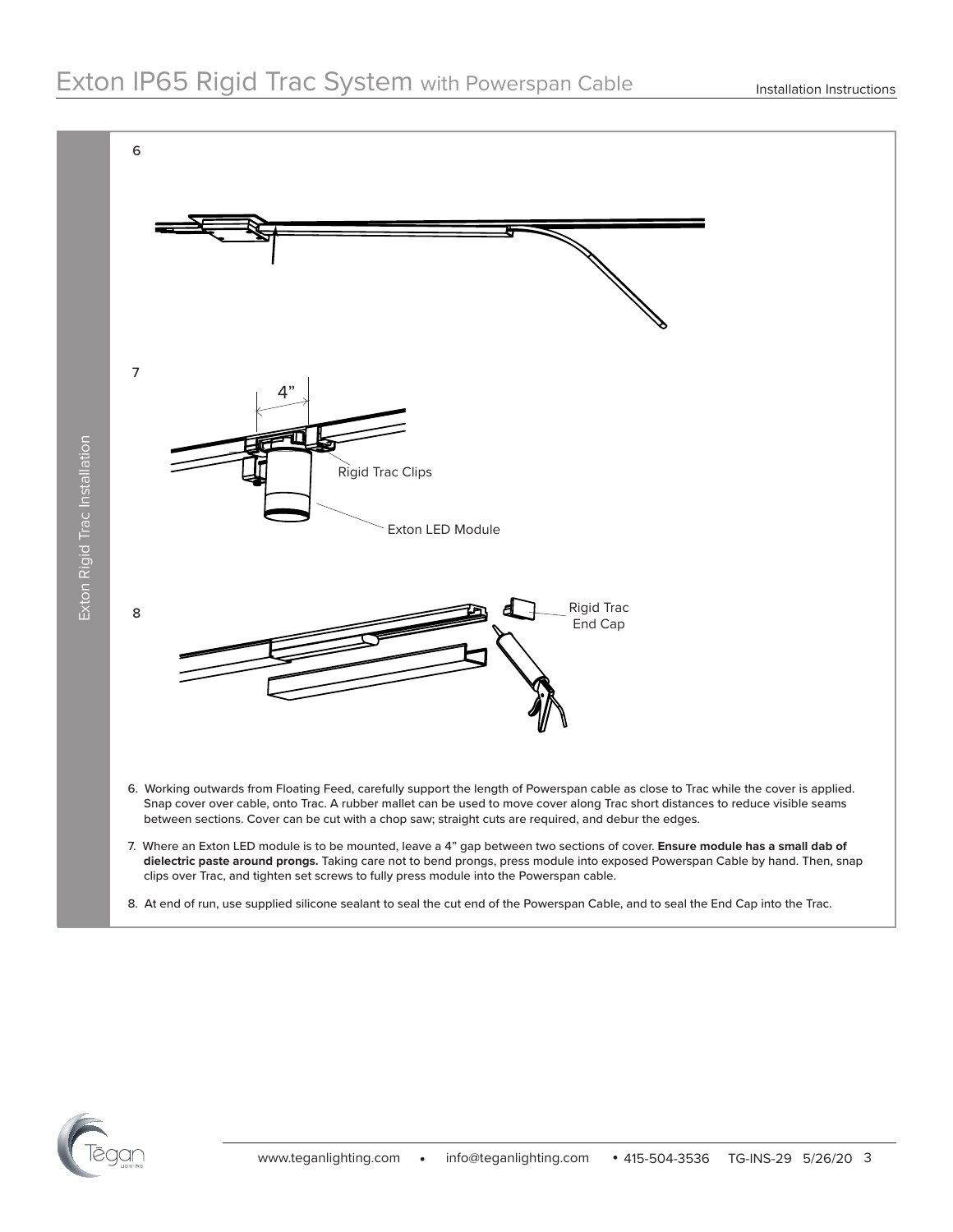6

7

4”

Rigid Trac Clips

Exton LED Module

8

Rigid Trac End Cap

6. Working outwards from Floating Feed, carefully support the length of Powerspan cable as close to Trac while the cover is applied. Snap cover over cable, onto Trac. A rubber mallet can be used to move cover along Trac short distances to reduce visible seams between sections. Cover can be cut with a chop saw; straight cuts are required, and debur the edges.

7. Where an Exton LED module is to be mounted, leave a 4” gap between two sections of cover. **Ensure module has a small dab of dielectric paste around prongs.** Taking care not to bend prongs, press module into exposed Powerspan Cable by hand. Then, snap clips over Trac, and tighten set screws to fully press module into the Powerspan cable.

8. At end of run, use supplied silicone sealant to seal the cut end of the Powerspan Cable, and to seal the End Cap into the Trac.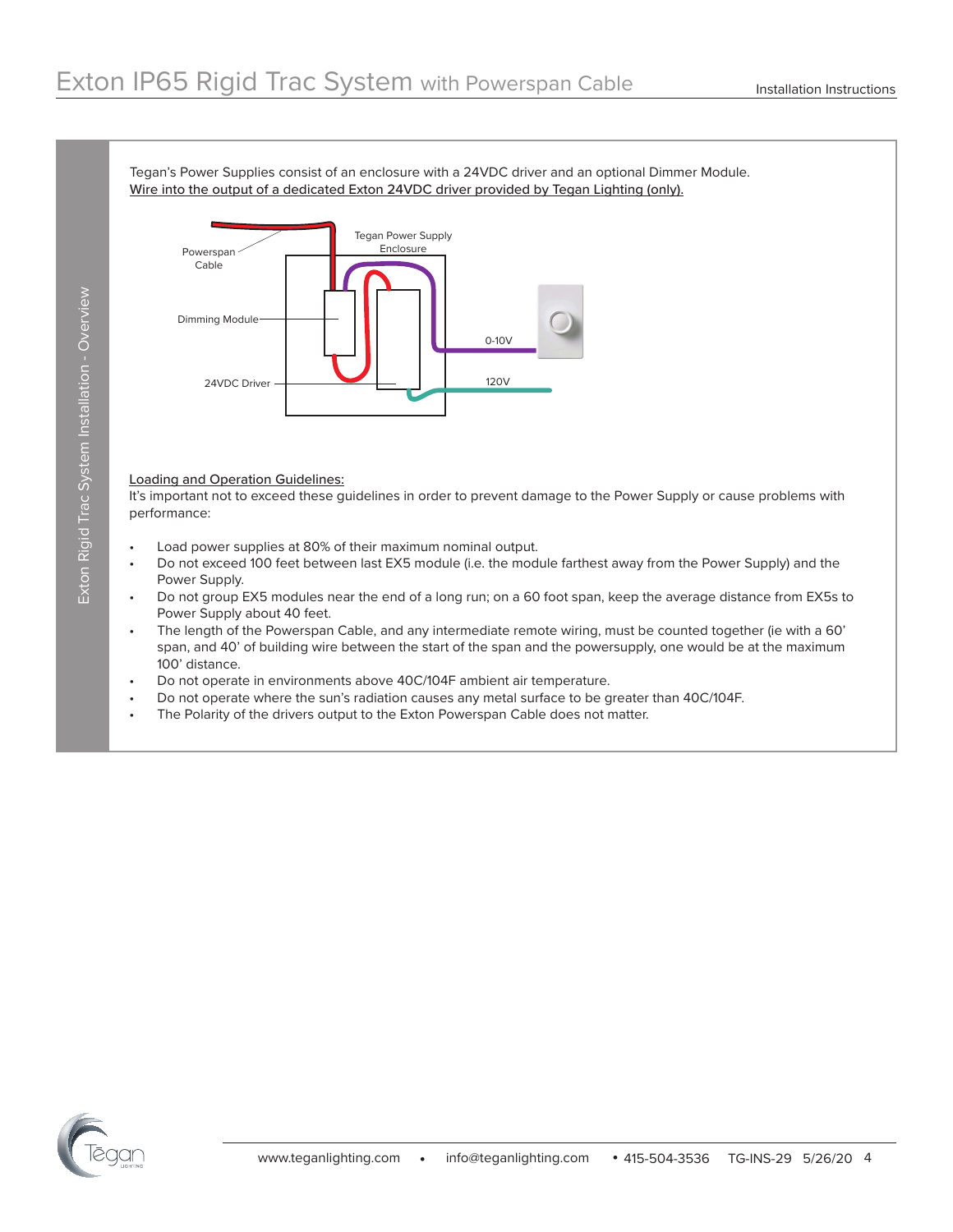Tegan's Power Supplies consist of an enclosure with a 24VDC driver and an optional Dimmer Module.
Wire into the output of a dedicated Exton 24VDC driver provided by Tegan Lighting (only).

Powerspan Cable
Tegan Power Supply Enclosure
Dimming Module
24VDC Driver
0-10V
120V

**Loading and Operation Guidelines:**

It's important not to exceed these guidelines in order to prevent damage to the Power Supply or cause problems with performance:

- Load power supplies at 80% of their maximum nominal output.
- Do not exceed 100 feet between last EX5 module (i.e. the module farthest away from the Power Supply) and the Power Supply.
- Do not group EX5 modules near the end of a long run; on a 60 foot span, keep the average distance from EX5s to Power Supply about 40 feet.
- The length of the Powerspan Cable, and any intermediate remote wiring, must be counted together (ie with a 60' span, and 40' of building wire between the start of the span and the powersupply, one would be at the maximum 100' distance.
- Do not operate in environments above 40C/104F ambient air temperature.
- Do not operate where the sun's radiation causes any metal surface to be greater than 40C/104F.
- The Polarity of the drivers output to the Exton Powerspan Cable does not matter.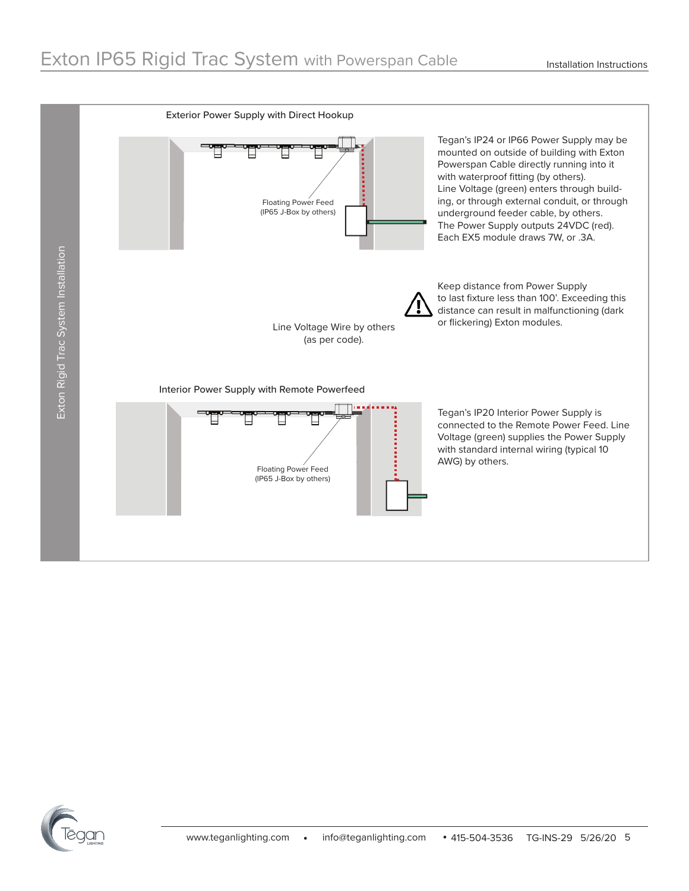## Exterior Power Supply with Direct Hookup

Floating Power Feed
(IP65 J-Box by others)

Tegan's IP24 or IP66 Power Supply may be mounted on outside of building with Exton Powerspan Cable directly running into it with waterproof fitting (by others).
Line Voltage (green) enters through building, or through external conduit, or through underground feeder cable, by others.
The Power Supply outputs 24VDC (red).
Each EX5 module draws 7W, or .3A.

Line Voltage Wire by others
(as per code).

⚠ Keep distance from Power Supply to last fixture less than 100'. Exceeding this distance can result in malfunctioning (dark or flickering) Exton modules.

## Interior Power Supply with Remote Powerfeed

Floating Power Feed
(IP65 J-Box by others)

Tegan's IP20 Interior Power Supply is connected to the Remote Power Feed. Line Voltage (green) supplies the Power Supply with standard internal wiring (typical 10 AWG) by others.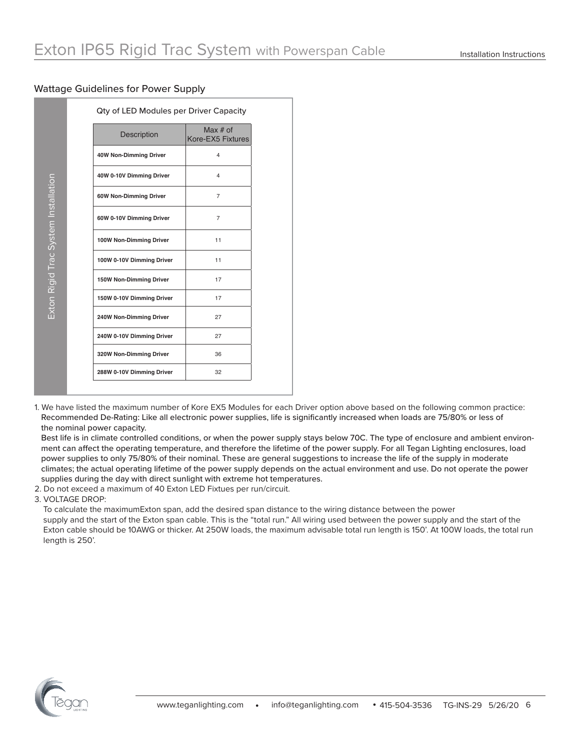## Wattage Guidelines for Power Supply

Exton Rigid Trac System Installation

Qty of LED Modules per Driver Capacity

| Description | Max # of Kore-EX5 Fixtures |
|---|---|
| 40W Non-Dimming Driver | 4 |
| 40W 0-10V Dimming Driver | 4 |
| 60W Non-Dimming Driver | 7 |
| 60W 0-10V Dimming Driver | 7 |
| 100W Non-Dimming Driver | 11 |
| 100W 0-10V Dimming Driver | 11 |
| 150W Non-Dimming Driver | 17 |
| 150W 0-10V Dimming Driver | 17 |
| 240W Non-Dimming Driver | 27 |
| 240W 0-10V Dimming Driver | 27 |
| 320W Non-Dimming Driver | 36 |
| 288W 0-10V Dimming Driver | 32 |

1. We have listed the maximum number of Kore EX5 Modules for each Driver option above based on the following common practice: Recommended De-Rating: Like all electronic power supplies, life is significantly increased when loads are 75/80% or less of the nominal power capacity.

   Best life is in climate controlled conditions, or when the power supply stays below 70C. The type of enclosure and ambient environment can affect the operating temperature, and therefore the lifetime of the power supply. For all Tegan Lighting enclosures, load power supplies to only 75/80% of their nominal. These are general suggestions to increase the life of the supply in moderate climates; the actual operating lifetime of the power supply depends on the actual environment and use. Do not operate the power supplies during the day with direct sunlight with extreme hot temperatures.
2. Do not exceed a maximum of 40 Exton LED Fixtues per run/circuit.
3. VOLTAGE DROP:

   To calculate the maximumExton span, add the desired span distance to the wiring distance between the power supply and the start of the Exton span cable. This is the "total run." All wiring used between the power supply and the start of the Exton cable should be 10AWG or thicker. At 250W loads, the maximum advisable total run length is 150'. At 100W loads, the total run length is 250'.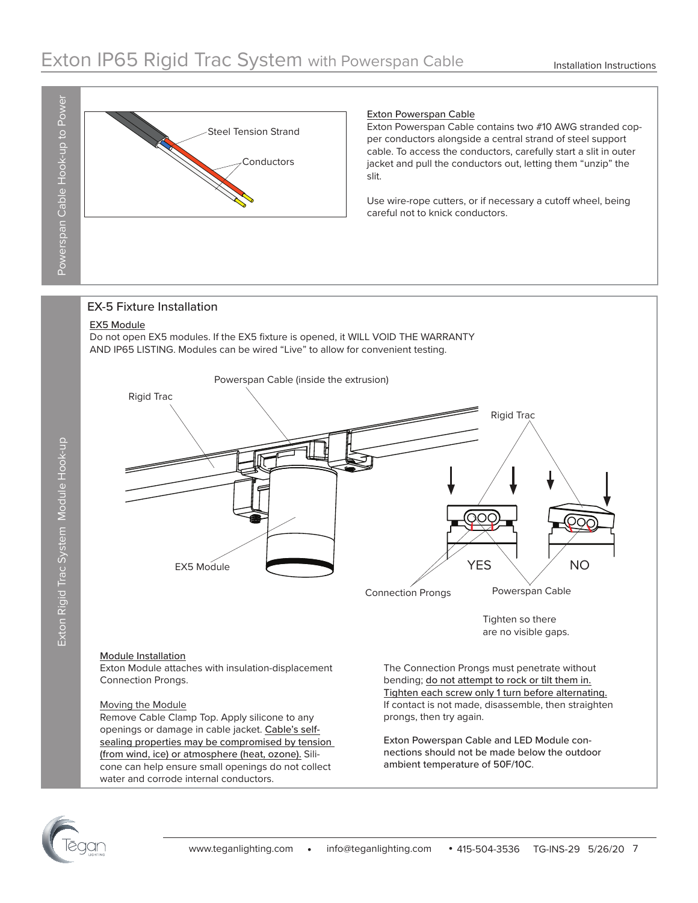## Powerspan Cable Hook-up to Power

Steel Tension Strand

Conductors

Exton Powerspan Cable

Exton Powerspan Cable contains two #10 AWG stranded copper conductors alongside a central strand of steel support cable. To access the conductors, carefully start a slit in outer jacket and pull the conductors out, letting them "unzip" the slit.

Use wire-rope cutters, or if necessary a cutoff wheel, being careful not to knick conductors.

## Exton Rigid Trac System Module Hook-up

### EX-5 Fixture Installation

EX5 Module

Do not open EX5 modules. If the EX5 fixture is opened, it WILL VOID THE WARRANTY AND IP65 LISTING. Modules can be wired "Live" to allow for convenient testing.

Powerspan Cable (inside the extrusion)

Rigid Trac

Rigid Trac

EX5 Module

YES

NO

Connection Prongs

Powerspan Cable

Tighten so there are no visible gaps.

Module Installation

Exton Module attaches with insulation-displacement Connection Prongs.

Moving the Module

Remove Cable Clamp Top. Apply silicone to any openings or damage in cable jacket. Cable's self-sealing properties may be compromised by tension (from wind, ice) or atmosphere (heat, ozone). Silicone can help ensure small openings do not collect water and corrode internal conductors.

The Connection Prongs must penetrate without bending; do not attempt to rock or tilt them in. Tighten each screw only 1 turn before alternating. If contact is not made, disassemble, then straighten prongs, then try again.

Exton Powerspan Cable and LED Module connections should not be made below the outdoor ambient temperature of 50F/10C.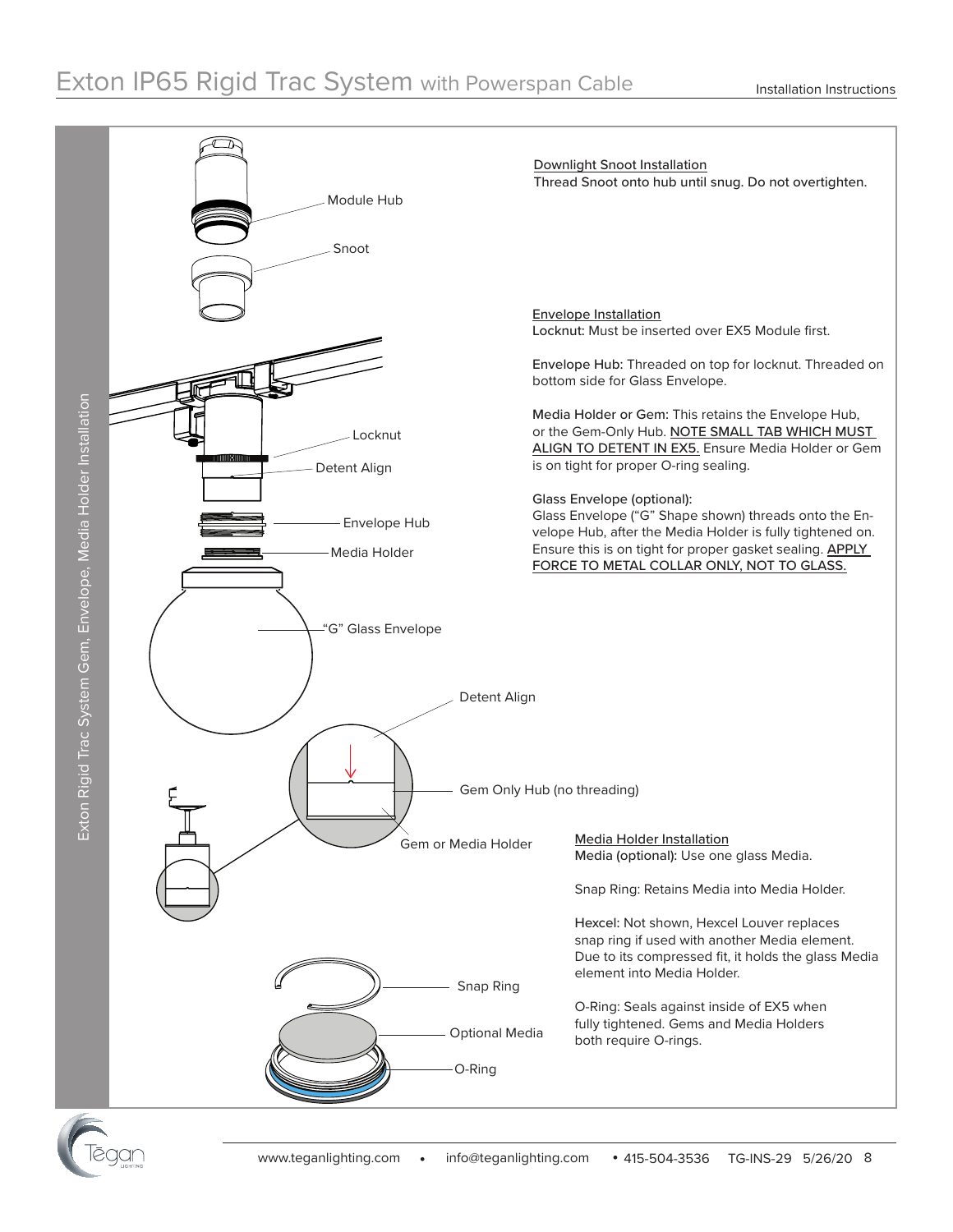Exton Rigid Trac System Gem, Envelope, Media Holder Installation

Module Hub

Snoot

Locknut

Detent Align

Envelope Hub

Media Holder

"G" Glass Envelope

Detent Align

Gem Only Hub (no threading)

Gem or Media Holder

Snap Ring

Optional Media

O-Ring

### Downlight Snoot Installation

Thread Snoot onto hub until snug. Do not overtighten.

### Envelope Installation

Locknut: Must be inserted over EX5 Module first.

Envelope Hub: Threaded on top for locknut. Threaded on bottom side for Glass Envelope.

Media Holder or Gem: This retains the Envelope Hub, or the Gem-Only Hub. NOTE SMALL TAB WHICH MUST ALIGN TO DETENT IN EX5. Ensure Media Holder or Gem is on tight for proper O-ring sealing.

Glass Envelope (optional):
Glass Envelope ("G" Shape shown) threads onto the Envelope Hub, after the Media Holder is fully tightened on. Ensure this is on tight for proper gasket sealing. APPLY FORCE TO METAL COLLAR ONLY, NOT TO GLASS.

### Media Holder Installation

Media (optional): Use one glass Media.

Snap Ring: Retains Media into Media Holder.

Hexcel: Not shown, Hexcel Louver replaces snap ring if used with another Media element. Due to its compressed fit, it holds the glass Media element into Media Holder.

O-Ring: Seals against inside of EX5 when fully tightened. Gems and Media Holders both require O-rings.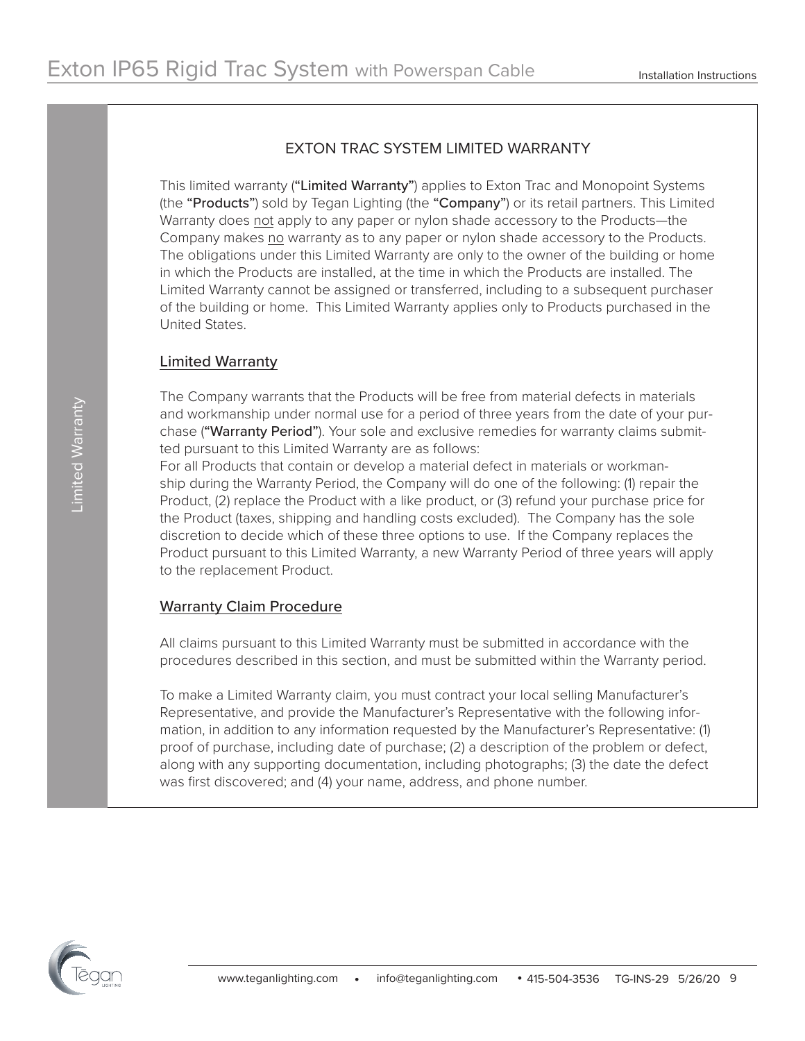## EXTON TRAC SYSTEM LIMITED WARRANTY

This limited warranty (**"Limited Warranty"**) applies to Exton Trac and Monopoint Systems (the **"Products"**) sold by Tegan Lighting (the **"Company"**) or its retail partners. This Limited Warranty does not apply to any paper or nylon shade accessory to the Products—the Company makes no warranty as to any paper or nylon shade accessory to the Products. The obligations under this Limited Warranty are only to the owner of the building or home in which the Products are installed, at the time in which the Products are installed. The Limited Warranty cannot be assigned or transferred, including to a subsequent purchaser of the building or home. This Limited Warranty applies only to Products purchased in the United States.

### Limited Warranty

The Company warrants that the Products will be free from material defects in materials and workmanship under normal use for a period of three years from the date of your purchase (**"Warranty Period"**). Your sole and exclusive remedies for warranty claims submitted pursuant to this Limited Warranty are as follows:

For all Products that contain or develop a material defect in materials or workmanship during the Warranty Period, the Company will do one of the following: (1) repair the Product, (2) replace the Product with a like product, or (3) refund your purchase price for the Product (taxes, shipping and handling costs excluded). The Company has the sole discretion to decide which of these three options to use. If the Company replaces the Product pursuant to this Limited Warranty, a new Warranty Period of three years will apply to the replacement Product.

### Warranty Claim Procedure

All claims pursuant to this Limited Warranty must be submitted in accordance with the procedures described in this section, and must be submitted within the Warranty period.

To make a Limited Warranty claim, you must contract your local selling Manufacturer's Representative, and provide the Manufacturer's Representative with the following information, in addition to any information requested by the Manufacturer's Representative: (1) proof of purchase, including date of purchase; (2) a description of the problem or defect, along with any supporting documentation, including photographs; (3) the date the defect was first discovered; and (4) your name, address, and phone number.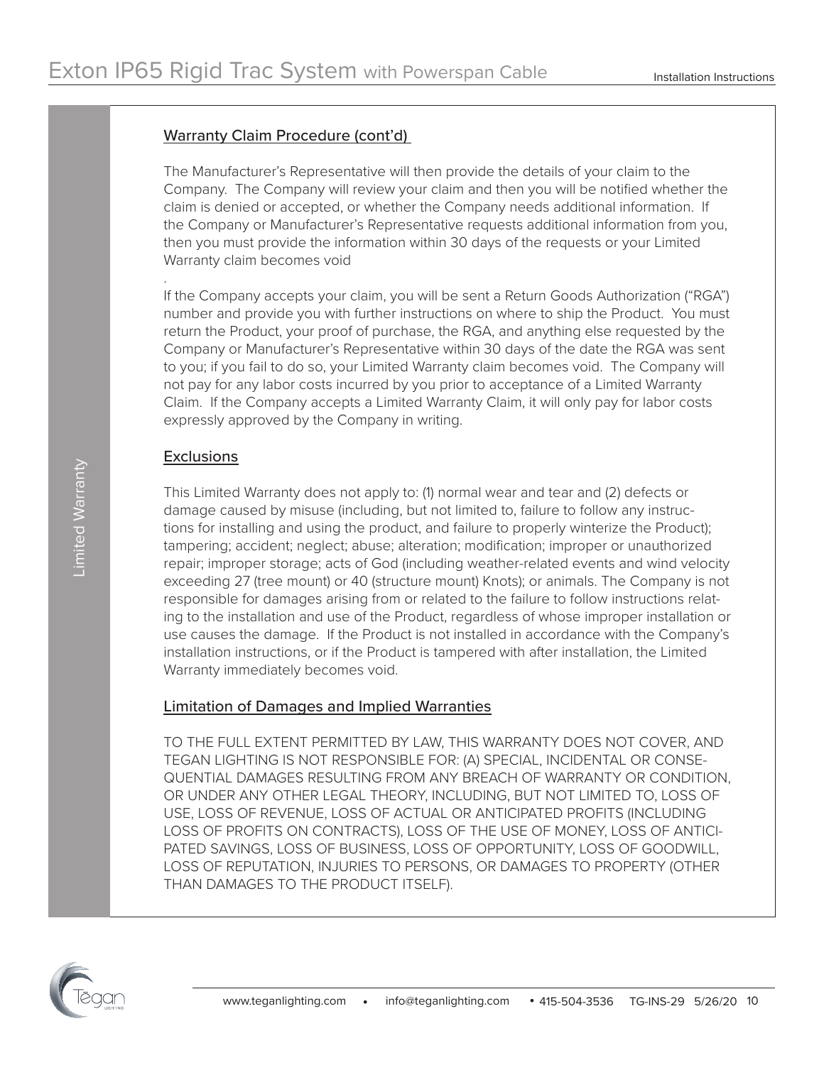## Warranty Claim Procedure (cont'd)

The Manufacturer's Representative will then provide the details of your claim to the Company. The Company will review your claim and then you will be notified whether the claim is denied or accepted, or whether the Company needs additional information. If the Company or Manufacturer's Representative requests additional information from you, then you must provide the information within 30 days of the requests or your Limited Warranty claim becomes void

.

If the Company accepts your claim, you will be sent a Return Goods Authorization ("RGA") number and provide you with further instructions on where to ship the Product. You must return the Product, your proof of purchase, the RGA, and anything else requested by the Company or Manufacturer's Representative within 30 days of the date the RGA was sent to you; if you fail to do so, your Limited Warranty claim becomes void. The Company will not pay for any labor costs incurred by you prior to acceptance of a Limited Warranty Claim. If the Company accepts a Limited Warranty Claim, it will only pay for labor costs expressly approved by the Company in writing.

## Exclusions

This Limited Warranty does not apply to: (1) normal wear and tear and (2) defects or damage caused by misuse (including, but not limited to, failure to follow any instructions for installing and using the product, and failure to properly winterize the Product); tampering; accident; neglect; abuse; alteration; modification; improper or unauthorized repair; improper storage; acts of God (including weather-related events and wind velocity exceeding 27 (tree mount) or 40 (structure mount) Knots); or animals. The Company is not responsible for damages arising from or related to the failure to follow instructions relating to the installation and use of the Product, regardless of whose improper installation or use causes the damage. If the Product is not installed in accordance with the Company's installation instructions, or if the Product is tampered with after installation, the Limited Warranty immediately becomes void.

## Limitation of Damages and Implied Warranties

TO THE FULL EXTENT PERMITTED BY LAW, THIS WARRANTY DOES NOT COVER, AND TEGAN LIGHTING IS NOT RESPONSIBLE FOR: (A) SPECIAL, INCIDENTAL OR CONSEQUENTIAL DAMAGES RESULTING FROM ANY BREACH OF WARRANTY OR CONDITION, OR UNDER ANY OTHER LEGAL THEORY, INCLUDING, BUT NOT LIMITED TO, LOSS OF USE, LOSS OF REVENUE, LOSS OF ACTUAL OR ANTICIPATED PROFITS (INCLUDING LOSS OF PROFITS ON CONTRACTS), LOSS OF THE USE OF MONEY, LOSS OF ANTICIPATED SAVINGS, LOSS OF BUSINESS, LOSS OF OPPORTUNITY, LOSS OF GOODWILL, LOSS OF REPUTATION, INJURIES TO PERSONS, OR DAMAGES TO PROPERTY (OTHER THAN DAMAGES TO THE PRODUCT ITSELF).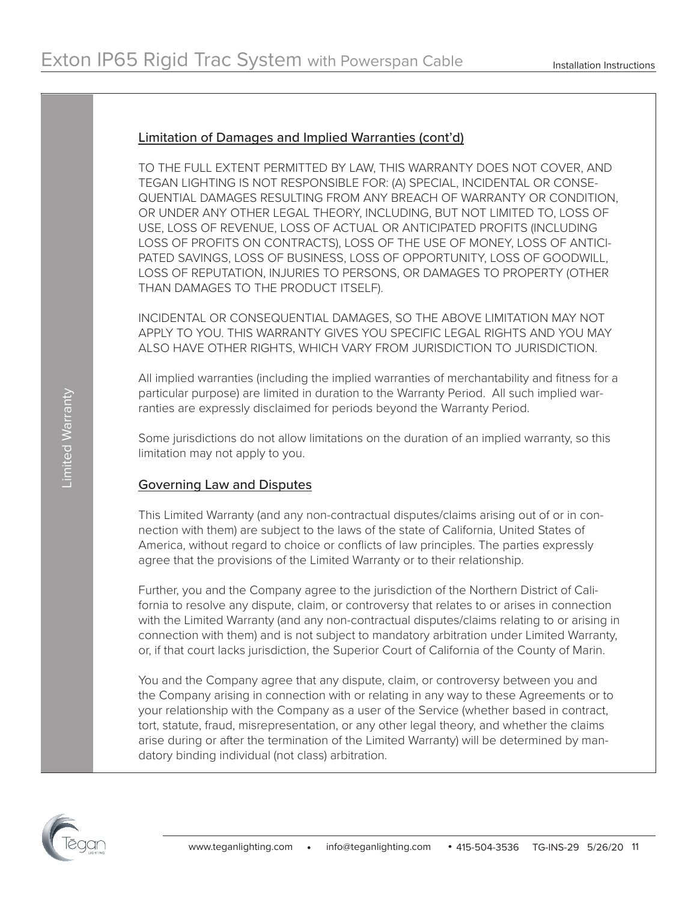## Limitation of Damages and Implied Warranties (cont'd)

TO THE FULL EXTENT PERMITTED BY LAW, THIS WARRANTY DOES NOT COVER, AND TEGAN LIGHTING IS NOT RESPONSIBLE FOR: (A) SPECIAL, INCIDENTAL OR CONSEQUENTIAL DAMAGES RESULTING FROM ANY BREACH OF WARRANTY OR CONDITION, OR UNDER ANY OTHER LEGAL THEORY, INCLUDING, BUT NOT LIMITED TO, LOSS OF USE, LOSS OF REVENUE, LOSS OF ACTUAL OR ANTICIPATED PROFITS (INCLUDING LOSS OF PROFITS ON CONTRACTS), LOSS OF THE USE OF MONEY, LOSS OF ANTICIPATED SAVINGS, LOSS OF BUSINESS, LOSS OF OPPORTUNITY, LOSS OF GOODWILL, LOSS OF REPUTATION, INJURIES TO PERSONS, OR DAMAGES TO PROPERTY (OTHER THAN DAMAGES TO THE PRODUCT ITSELF).

INCIDENTAL OR CONSEQUENTIAL DAMAGES, SO THE ABOVE LIMITATION MAY NOT APPLY TO YOU. THIS WARRANTY GIVES YOU SPECIFIC LEGAL RIGHTS AND YOU MAY ALSO HAVE OTHER RIGHTS, WHICH VARY FROM JURISDICTION TO JURISDICTION.

All implied warranties (including the implied warranties of merchantability and fitness for a particular purpose) are limited in duration to the Warranty Period. All such implied warranties are expressly disclaimed for periods beyond the Warranty Period.

Some jurisdictions do not allow limitations on the duration of an implied warranty, so this limitation may not apply to you.

## Governing Law and Disputes

This Limited Warranty (and any non-contractual disputes/claims arising out of or in connection with them) are subject to the laws of the state of California, United States of America, without regard to choice or conflicts of law principles. The parties expressly agree that the provisions of the Limited Warranty or to their relationship.

Further, you and the Company agree to the jurisdiction of the Northern District of California to resolve any dispute, claim, or controversy that relates to or arises in connection with the Limited Warranty (and any non-contractual disputes/claims relating to or arising in connection with them) and is not subject to mandatory arbitration under Limited Warranty, or, if that court lacks jurisdiction, the Superior Court of California of the County of Marin.

You and the Company agree that any dispute, claim, or controversy between you and the Company arising in connection with or relating in any way to these Agreements or to your relationship with the Company as a user of the Service (whether based in contract, tort, statute, fraud, misrepresentation, or any other legal theory, and whether the claims arise during or after the termination of the Limited Warranty) will be determined by mandatory binding individual (not class) arbitration.